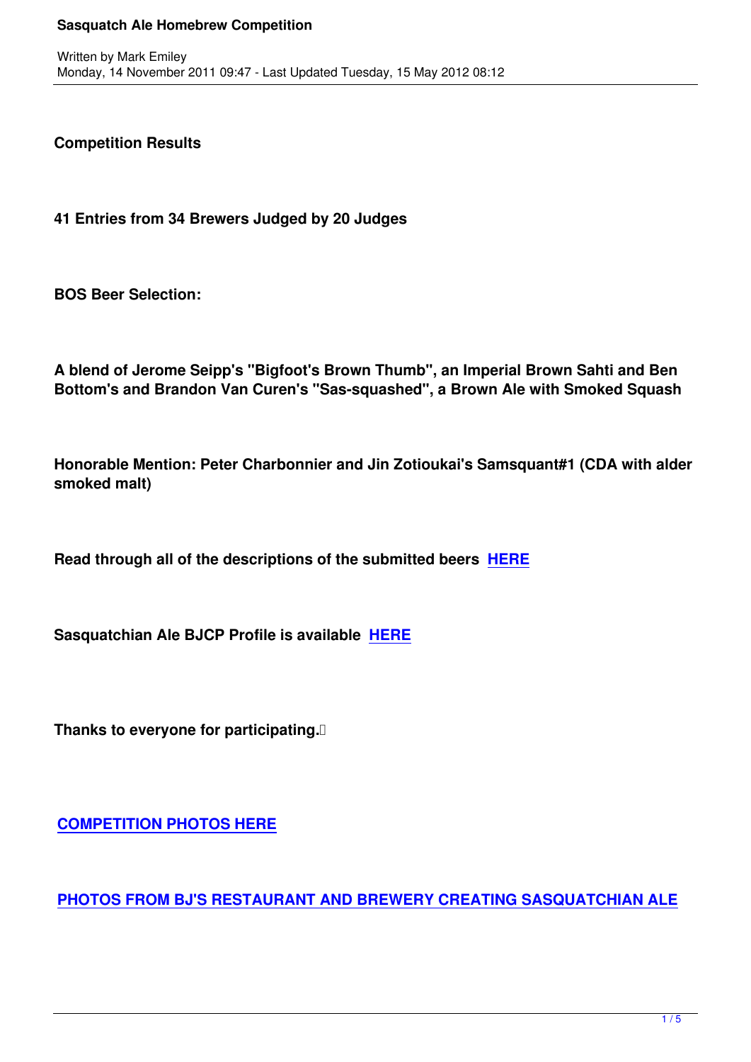**Competition Results**

**41 Entries from 34 Brewers Judged by 20 Judges**

**BOS Beer Selection:**

**A blend of Jerome Seipp's "Bigfoot's Brown Thumb", an Imperial Brown Sahti and Ben Bottom's and Brandon Van Curen's "Sas-squashed", a Brown Ale with Smoked Squash**

**Honorable Mention: Peter Charbonnier and Jin Zotioukai's Samsquant#1 (CDA with alder smoked malt)**

**Read through all of the descriptions of the submitted beers [HERE]**

**Sasquatchian Ale BJCP Profile is available [HERE]**

**Thanks to everyone for participating.**

**[COMPETITION PHOTOS HERE]**

**[PHOTOS FROM BJ'S RESTAURANT AND BREWERY CREATING SASQUATCHIAN ALE]**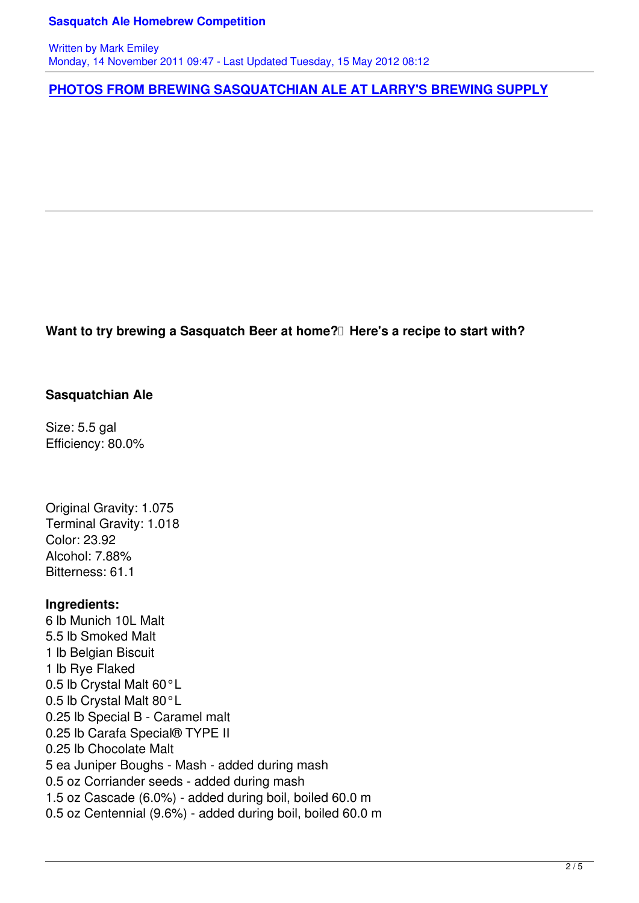[PHOTOS FROM BREWING SASQUATCHIAN ALE AT LARRY'S BREWING SUPPLY]

---

**Want to try brewing a Sasquatch Beer at home? Here's a recipe to start with?**

**Sasquatchian Ale**

Size: 5.5 gal
Efficiency: 80.0%

Original Gravity: 1.075
Terminal Gravity: 1.018
Color: 23.92
Alcohol: 7.88%
Bitterness: 61.1

**Ingredients:**
6 lb Munich 10L Malt
5.5 lb Smoked Malt
1 lb Belgian Biscuit
1 lb Rye Flaked
0.5 lb Crystal Malt 60°L
0.5 lb Crystal Malt 80°L
0.25 lb Special B - Caramel malt
0.25 lb Carafa Special® TYPE II
0.25 lb Chocolate Malt
5 ea Juniper Boughs - Mash - added during mash
0.5 oz Corriander seeds - added during mash
1.5 oz Cascade (6.0%) - added during boil, boiled 60.0 m
0.5 oz Centennial (9.6%) - added during boil, boiled 60.0 m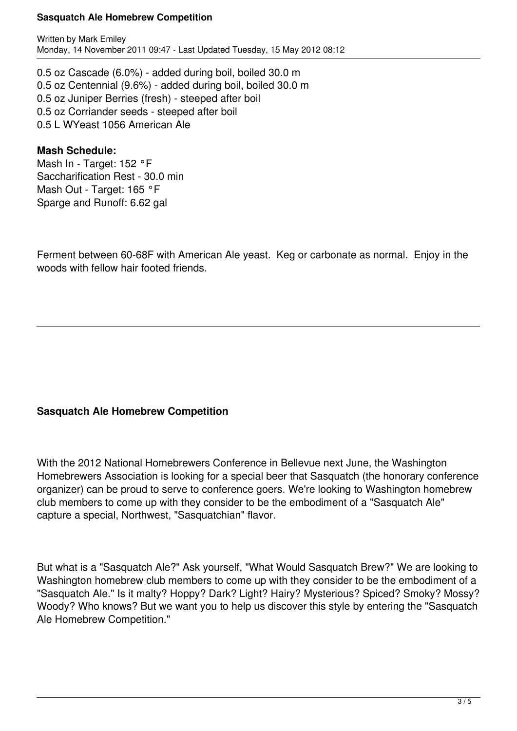0.5 oz Cascade (6.0%) - added during boil, boiled 30.0 m
0.5 oz Centennial (9.6%) - added during boil, boiled 30.0 m
0.5 oz Juniper Berries (fresh) - steeped after boil
0.5 oz Corriander seeds - steeped after boil
0.5 L WYeast 1056 American Ale

**Mash Schedule:**
Mash In - Target: 152 °F
Saccharification Rest - 30.0 min
Mash Out - Target: 165 °F
Sparge and Runoff: 6.62 gal

Ferment between 60-68F with American Ale yeast. Keg or carbonate as normal. Enjoy in the woods with fellow hair footed friends.

---

### Sasquatch Ale Homebrew Competition

With the 2012 National Homebrewers Conference in Bellevue next June, the Washington Homebrewers Association is looking for a special beer that Sasquatch (the honorary conference organizer) can be proud to serve to conference goers. We're looking to Washington homebrew club members to come up with they consider to be the embodiment of a "Sasquatch Ale" capture a special, Northwest, "Sasquatchian" flavor.

But what is a "Sasquatch Ale?" Ask yourself, "What Would Sasquatch Brew?" We are looking to Washington homebrew club members to come up with they consider to be the embodiment of a "Sasquatch Ale." Is it malty? Hoppy? Dark? Light? Hairy? Mysterious? Spiced? Smoky? Mossy? Woody? Who knows? But we want you to help us discover this style by entering the "Sasquatch Ale Homebrew Competition."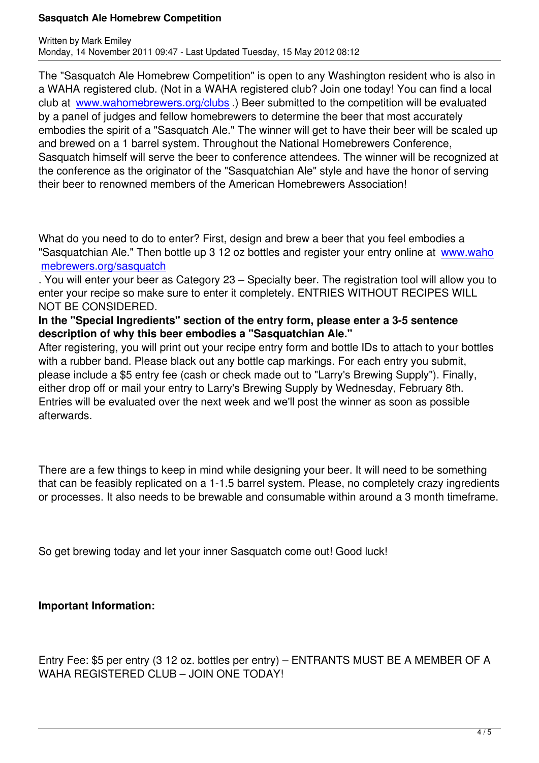The "Sasquatch Ale Homebrew Competition" is open to any Washington resident who is also in a WAHA registered club. (Not in a WAHA registered club? Join one today! You can find a local club at www.wahomebrewers.org/clubs .) Beer submitted to the competition will be evaluated by a panel of judges and fellow homebrewers to determine the beer that most accurately embodies the spirit of a "Sasquatch Ale." The winner will get to have their beer will be scaled up and brewed on a 1 barrel system. Throughout the National Homebrewers Conference, Sasquatch himself will serve the beer to conference attendees. The winner will be recognized at the conference as the originator of the "Sasquatchian Ale" style and have the honor of serving their beer to renowned members of the American Homebrewers Association!

What do you need to do to enter? First, design and brew a beer that you feel embodies a "Sasquatchian Ale." Then bottle up 3 12 oz bottles and register your entry online at www.wahomebrewers.org/sasquatch . You will enter your beer as Category 23 – Specialty beer. The registration tool will allow you to enter your recipe so make sure to enter it completely. ENTRIES WITHOUT RECIPES WILL NOT BE CONSIDERED.

**In the "Special Ingredients" section of the entry form, please enter a 3-5 sentence description of why this beer embodies a "Sasquatchian Ale."**

After registering, you will print out your recipe entry form and bottle IDs to attach to your bottles with a rubber band. Please black out any bottle cap markings. For each entry you submit, please include a $5 entry fee (cash or check made out to "Larry's Brewing Supply"). Finally, either drop off or mail your entry to Larry's Brewing Supply by Wednesday, February 8th. Entries will be evaluated over the next week and we'll post the winner as soon as possible afterwards.

There are a few things to keep in mind while designing your beer. It will need to be something that can be feasibly replicated on a 1-1.5 barrel system. Please, no completely crazy ingredients or processes. It also needs to be brewable and consumable within around a 3 month timeframe.

So get brewing today and let your inner Sasquatch come out! Good luck!

**Important Information:**

Entry Fee: $5 per entry (3 12 oz. bottles per entry) – ENTRANTS MUST BE A MEMBER OF A WAHA REGISTERED CLUB – JOIN ONE TODAY!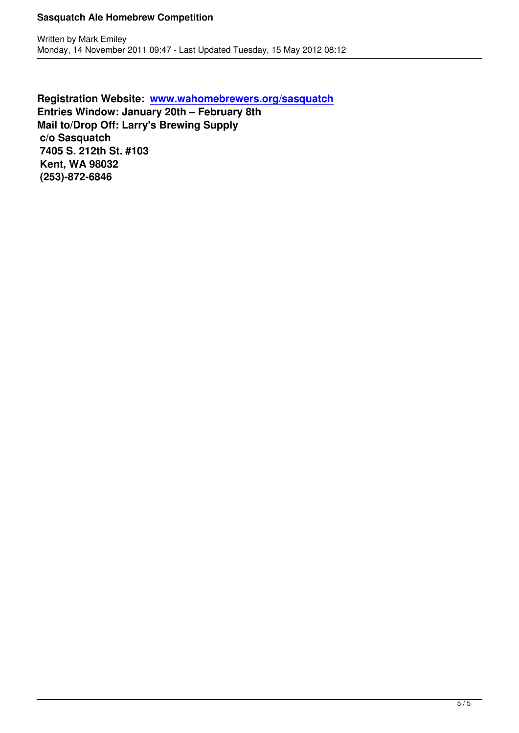**Registration Website: [www.wahomebrewers.org/sasquatch](http://www.wahomebrewers.org/sasquatch)**
**Entries Window: January 20th – February 8th**
**Mail to/Drop Off: Larry's Brewing Supply**
**c/o Sasquatch**
**7405 S. 212th St. #103**
**Kent, WA 98032**
**(253)-872-6846**